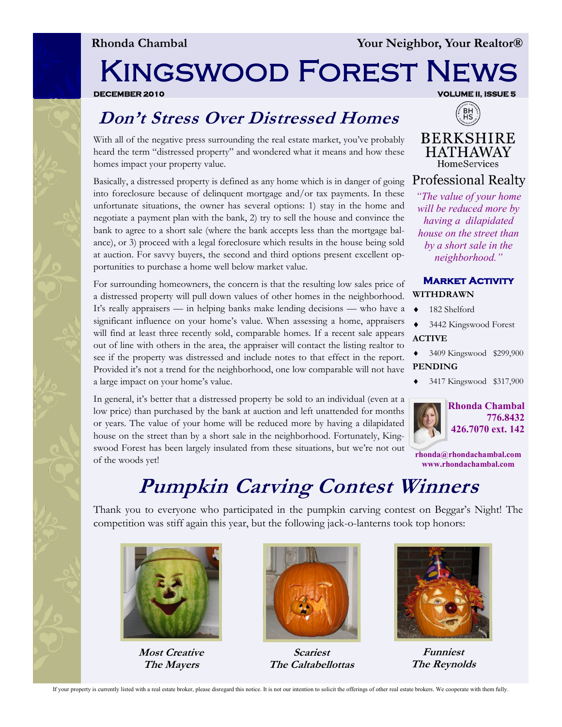Rhonda Chambal — Your Neighbor, Your Realtor®

# Kingswood Forest News

DECEMBER 2010 — VOLUME II, ISSUE 5

## Don't Stress Over Distressed Homes

With all of the negative press surrounding the real estate market, you've probably heard the term "distressed property" and wondered what it means and how these homes impact your property value.

Basically, a distressed property is defined as any home which is in danger of going into foreclosure because of delinquent mortgage and/or tax payments. In these unfortunate situations, the owner has several options: 1) stay in the home and negotiate a payment plan with the bank, 2) try to sell the house and convince the bank to agree to a short sale (where the bank accepts less than the mortgage balance), or 3) proceed with a legal foreclosure which results in the house being sold at auction. For savvy buyers, the second and third options present excellent opportunities to purchase a home well below market value.

For surrounding homeowners, the concern is that the resulting low sales price of a distressed property will pull down values of other homes in the neighborhood. It's really appraisers — in helping banks make lending decisions — who have a significant influence on your home's value. When assessing a home, appraisers will find at least three recently sold, comparable homes. If a recent sale appears out of line with others in the area, the appraiser will contact the listing realtor to see if the property was distressed and include notes to that effect in the report. Provided it's not a trend for the neighborhood, one low comparable will not have a large impact on your home's value.

In general, it's better that a distressed property be sold to an individual (even at a low price) than purchased by the bank at auction and left unattended for months or years. The value of your home will be reduced more by having a dilapidated house on the street than by a short sale in the neighborhood. Fortunately, Kingswood Forest has been largely insulated from these situations, but we're not out of the woods yet!

BERKSHIRE HATHAWAY HomeServices
Professional Realty

*"The value of your home will be reduced more by having a dilapidated house on the street than by a short sale in the neighborhood."*

### Market Activity

**WITHDRAWN**

- 182 Shelford
- 3442 Kingswood Forest

**ACTIVE**

- 3409 Kingswood $299,900

**PENDING**

- 3417 Kingswood $317,900

**Rhonda Chambal**
**776.8432**
**426.7070 ext. 142**

rhonda@rhondachambal.com
www.rhondachambal.com

## Pumpkin Carving Contest Winners

Thank you to everyone who participated in the pumpkin carving contest on Beggar's Night! The competition was stiff again this year, but the following jack-o-lanterns took top honors:

***Most Creative***
***The Mayers***

***Scariest***
***The Caltabellottas***

***Funniest***
***The Reynolds***

If your property is currently listed with a real estate broker, please disregard this notice. It is not our intention to solicit the offerings of other real estate brokers. We cooperate with them fully.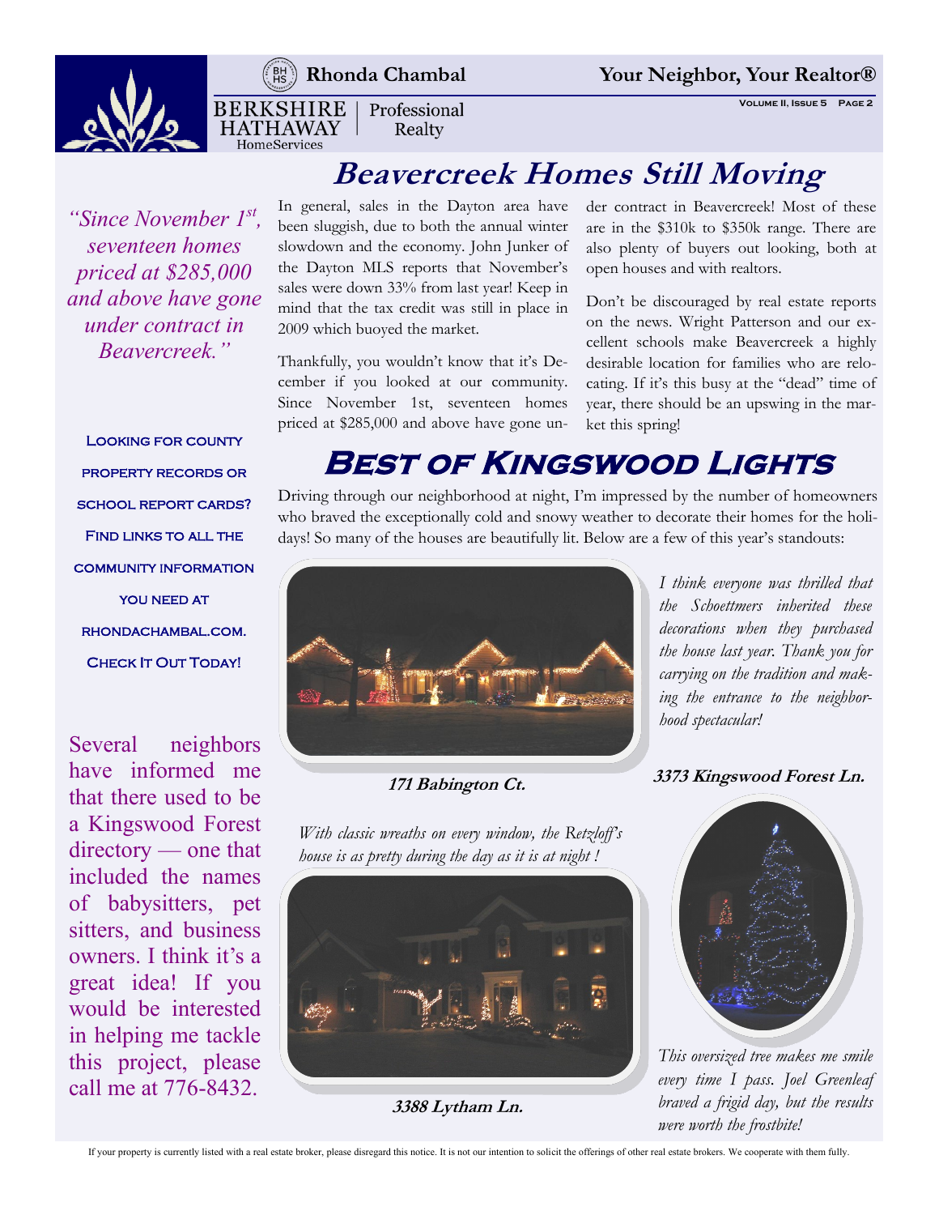# Beavercreek Homes Still Moving

*"Since November 1st, seventeen homes priced at $285,000 and above have gone under contract in Beavercreek."*

In general, sales in the Dayton area have been sluggish, due to both the annual winter slowdown and the economy. John Junker of the Dayton MLS reports that November's sales were down 33% from last year! Keep in mind that the tax credit was still in place in 2009 which buoyed the market.

Thankfully, you wouldn't know that it's December if you looked at our community. Since November 1st, seventeen homes priced at $285,000 and above have gone under contract in Beavercreek! Most of these are in the $310k to $350k range. There are also plenty of buyers out looking, both at open houses and with realtors.

Don't be discouraged by real estate reports on the news. Wright Patterson and our excellent schools make Beavercreek a highly desirable location for families who are relocating. If it's this busy at the "dead" time of year, there should be an upswing in the market this spring!

**LOOKING FOR COUNTY PROPERTY RECORDS OR SCHOOL REPORT CARDS? FIND LINKS TO ALL THE COMMUNITY INFORMATION YOU NEED AT RHONDACHAMBAL.COM. CHECK IT OUT TODAY!**

# Best of Kingswood Lights

Driving through our neighborhood at night, I'm impressed by the number of homeowners who braved the exceptionally cold and snowy weather to decorate their homes for the holidays! So many of the houses are beautifully lit. Below are a few of this year's standouts:

**171 Babington Ct.**

*I think everyone was thrilled that the Schoettmers inherited these decorations when they purchased the house last year. Thank you for carrying on the tradition and making the entrance to the neighborhood spectacular!*

**3373 Kingswood Forest Ln.**

*This oversized tree makes me smile every time I pass. Joel Greenleaf braved a frigid day, but the results were worth the frostbite!*

*With classic wreaths on every window, the Retzloff's house is as pretty during the day as it is at night !*

**3388 Lytham Ln.**

Several neighbors have informed me that there used to be a Kingswood Forest directory — one that included the names of babysitters, pet sitters, and business owners. I think it's a great idea! If you would be interested in helping me tackle this project, please call me at 776-8432.

If your property is currently listed with a real estate broker, please disregard this notice. It is not our intention to solicit the offerings of other real estate brokers. We cooperate with them fully.